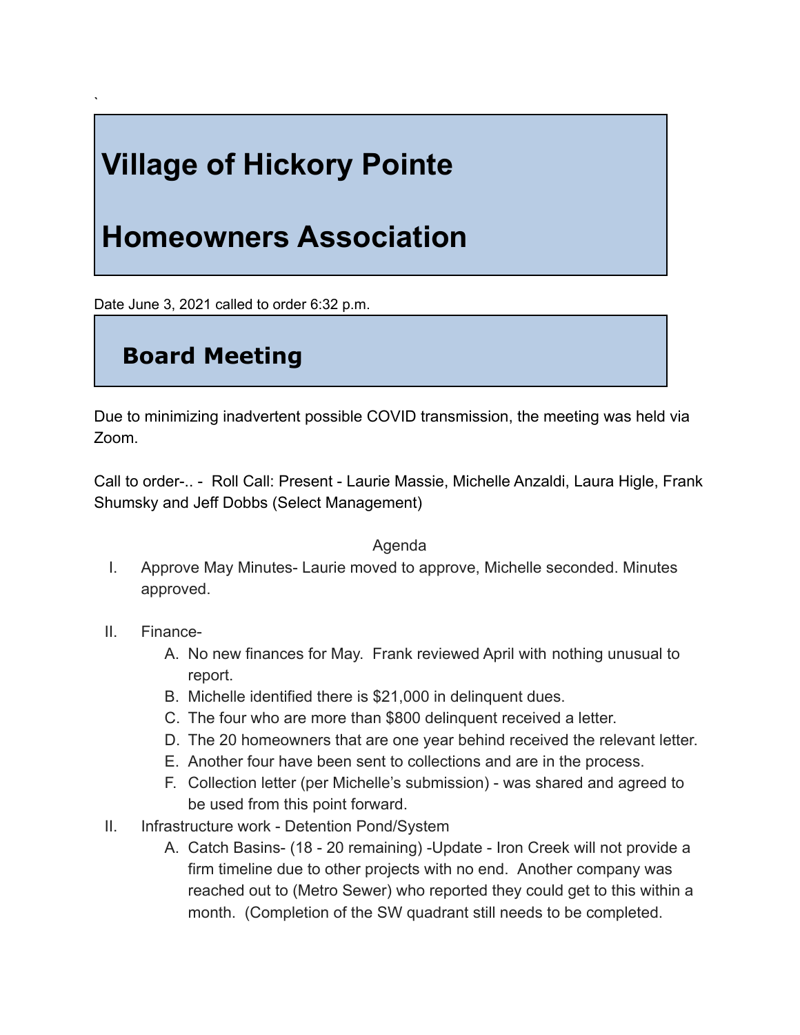`

# Village of Hickory Pointe

# Homeowners Association

Date June 3, 2021 called to order 6:32 p.m.

## Board Meeting

Due to minimizing inadvertent possible COVID transmission, the meeting was held via Zoom.

Call to order-.. - Roll Call: Present - Laurie Massie, Michelle Anzaldi, Laura Higle, Frank Shumsky and Jeff Dobbs (Select Management)

Agenda

I. Approve May Minutes- Laurie moved to approve, Michelle seconded. Minutes approved.

II. Finance-
   - A. No new finances for May. Frank reviewed April with nothing unusual to report.
   - B. Michelle identified there is $21,000 in delinquent dues.
   - C. The four who are more than $800 delinquent received a letter.
   - D. The 20 homeowners that are one year behind received the relevant letter.
   - E. Another four have been sent to collections and are in the process.
   - F. Collection letter (per Michelle's submission) - was shared and agreed to be used from this point forward.

II. Infrastructure work - Detention Pond/System
   - A. Catch Basins- (18 - 20 remaining) -Update - Iron Creek will not provide a firm timeline due to other projects with no end. Another company was reached out to (Metro Sewer) who reported they could get to this within a month. (Completion of the SW quadrant still needs to be completed.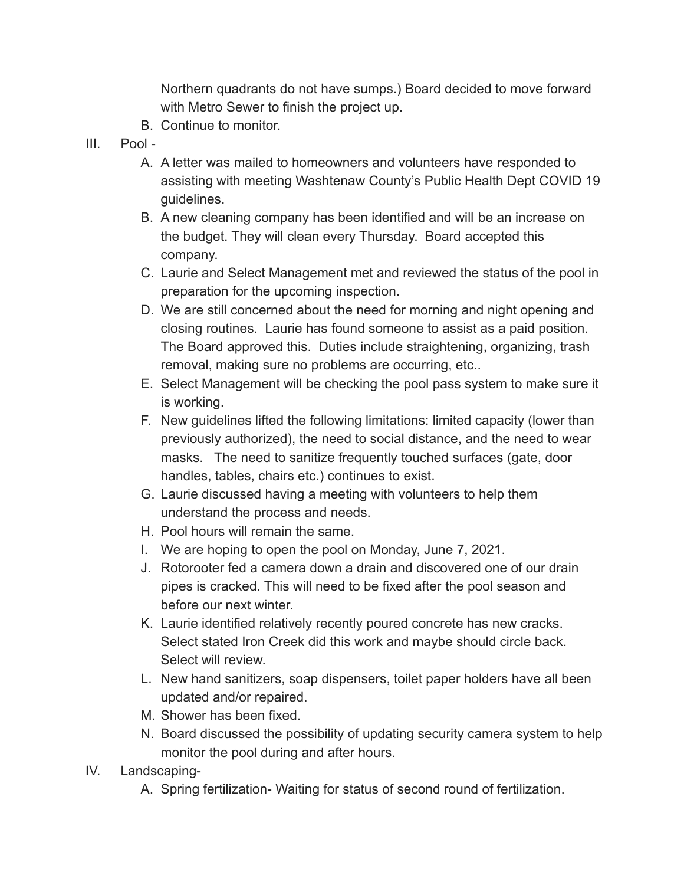Northern quadrants do not have sumps.) Board decided to move forward with Metro Sewer to finish the project up.

B. Continue to monitor.

III. Pool -

A. A letter was mailed to homeowners and volunteers have responded to assisting with meeting Washtenaw County's Public Health Dept COVID 19 guidelines.

B. A new cleaning company has been identified and will be an increase on the budget. They will clean every Thursday. Board accepted this company.

C. Laurie and Select Management met and reviewed the status of the pool in preparation for the upcoming inspection.

D. We are still concerned about the need for morning and night opening and closing routines. Laurie has found someone to assist as a paid position. The Board approved this. Duties include straightening, organizing, trash removal, making sure no problems are occurring, etc..

E. Select Management will be checking the pool pass system to make sure it is working.

F. New guidelines lifted the following limitations: limited capacity (lower than previously authorized), the need to social distance, and the need to wear masks. The need to sanitize frequently touched surfaces (gate, door handles, tables, chairs etc.) continues to exist.

G. Laurie discussed having a meeting with volunteers to help them understand the process and needs.

H. Pool hours will remain the same.

I. We are hoping to open the pool on Monday, June 7, 2021.

J. Rotorooter fed a camera down a drain and discovered one of our drain pipes is cracked. This will need to be fixed after the pool season and before our next winter.

K. Laurie identified relatively recently poured concrete has new cracks. Select stated Iron Creek did this work and maybe should circle back. Select will review.

L. New hand sanitizers, soap dispensers, toilet paper holders have all been updated and/or repaired.

M. Shower has been fixed.

N. Board discussed the possibility of updating security camera system to help monitor the pool during and after hours.

IV. Landscaping-

A. Spring fertilization- Waiting for status of second round of fertilization.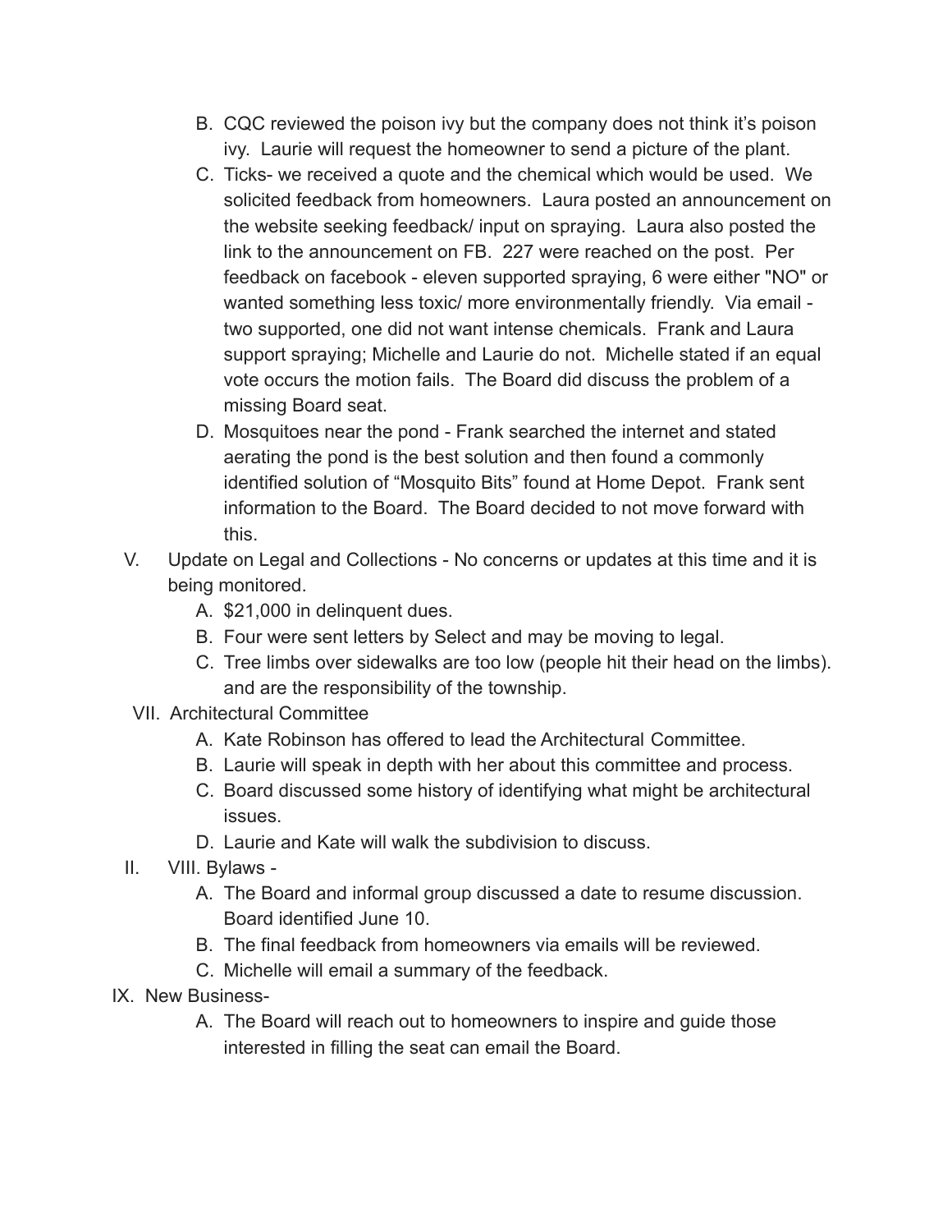B. CQC reviewed the poison ivy but the company does not think it's poison ivy. Laurie will request the homeowner to send a picture of the plant.

C. Ticks- we received a quote and the chemical which would be used. We solicited feedback from homeowners. Laura posted an announcement on the website seeking feedback/ input on spraying. Laura also posted the link to the announcement on FB. 227 were reached on the post. Per feedback on facebook - eleven supported spraying, 6 were either "NO" or wanted something less toxic/ more environmentally friendly. Via email - two supported, one did not want intense chemicals. Frank and Laura support spraying; Michelle and Laurie do not. Michelle stated if an equal vote occurs the motion fails. The Board did discuss the problem of a missing Board seat.

D. Mosquitoes near the pond - Frank searched the internet and stated aerating the pond is the best solution and then found a commonly identified solution of "Mosquito Bits" found at Home Depot. Frank sent information to the Board. The Board decided to not move forward with this.

V. Update on Legal and Collections - No concerns or updates at this time and it is being monitored.

A. $21,000 in delinquent dues.

B. Four were sent letters by Select and may be moving to legal.

C. Tree limbs over sidewalks are too low (people hit their head on the limbs). and are the responsibility of the township.

VII. Architectural Committee

A. Kate Robinson has offered to lead the Architectural Committee.

B. Laurie will speak in depth with her about this committee and process.

C. Board discussed some history of identifying what might be architectural issues.

D. Laurie and Kate will walk the subdivision to discuss.

II. VIII. Bylaws -

A. The Board and informal group discussed a date to resume discussion. Board identified June 10.

B. The final feedback from homeowners via emails will be reviewed.

C. Michelle will email a summary of the feedback.

IX. New Business-

A. The Board will reach out to homeowners to inspire and guide those interested in filling the seat can email the Board.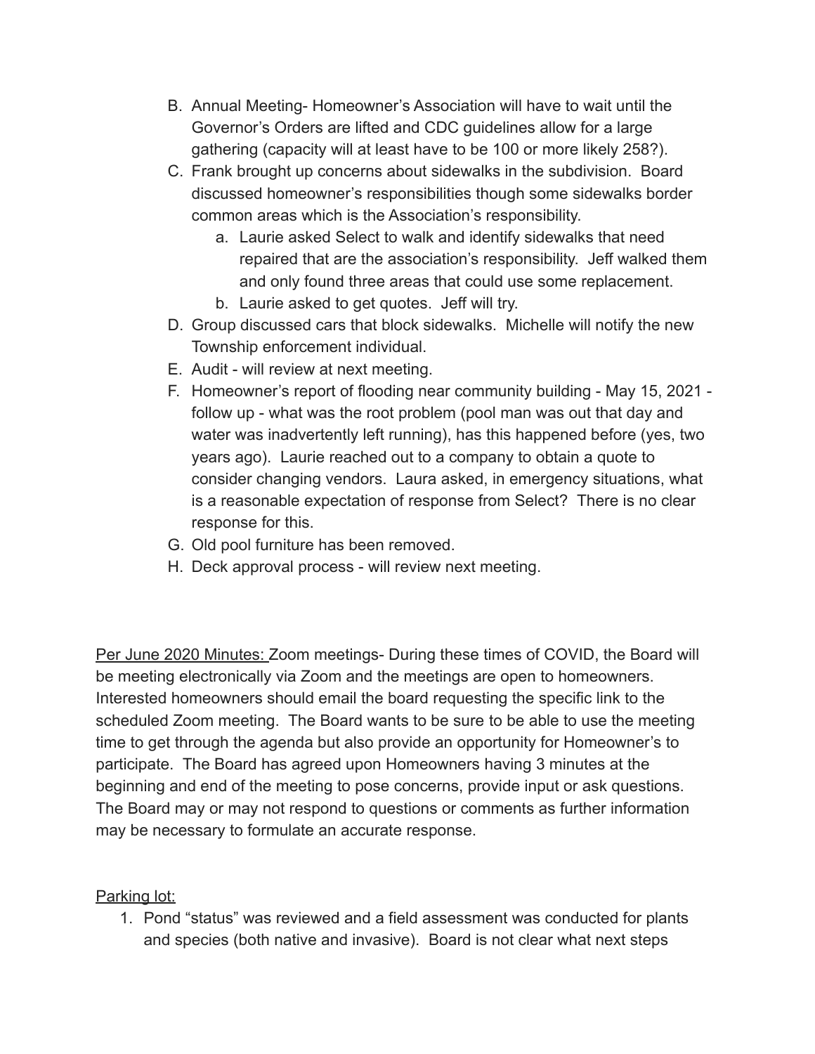B. Annual Meeting- Homeowner's Association will have to wait until the Governor's Orders are lifted and CDC guidelines allow for a large gathering (capacity will at least have to be 100 or more likely 258?).

C. Frank brought up concerns about sidewalks in the subdivision. Board discussed homeowner's responsibilities though some sidewalks border common areas which is the Association's responsibility.

   a. Laurie asked Select to walk and identify sidewalks that need repaired that are the association's responsibility. Jeff walked them and only found three areas that could use some replacement.

   b. Laurie asked to get quotes. Jeff will try.

D. Group discussed cars that block sidewalks. Michelle will notify the new Township enforcement individual.

E. Audit - will review at next meeting.

F. Homeowner's report of flooding near community building - May 15, 2021 - follow up - what was the root problem (pool man was out that day and water was inadvertently left running), has this happened before (yes, two years ago). Laurie reached out to a company to obtain a quote to consider changing vendors. Laura asked, in emergency situations, what is a reasonable expectation of response from Select? There is no clear response for this.

G. Old pool furniture has been removed.

H. Deck approval process - will review next meeting.

<u>Per June 2020 Minutes: </u>Zoom meetings- During these times of COVID, the Board will be meeting electronically via Zoom and the meetings are open to homeowners. Interested homeowners should email the board requesting the specific link to the scheduled Zoom meeting. The Board wants to be sure to be able to use the meeting time to get through the agenda but also provide an opportunity for Homeowner's to participate. The Board has agreed upon Homeowners having 3 minutes at the beginning and end of the meeting to pose concerns, provide input or ask questions. The Board may or may not respond to questions or comments as further information may be necessary to formulate an accurate response.

<u>Parking lot:</u>

1. Pond "status" was reviewed and a field assessment was conducted for plants and species (both native and invasive). Board is not clear what next steps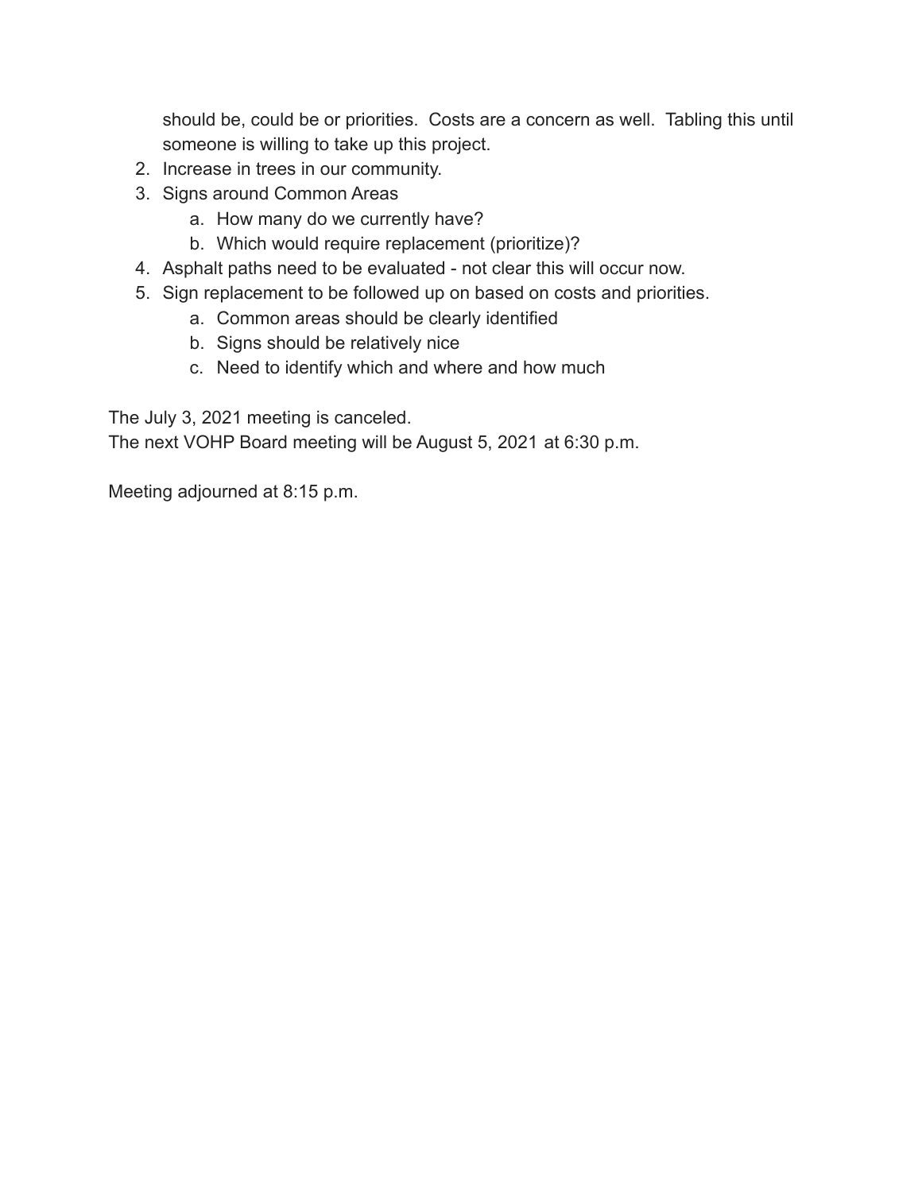should be, could be or priorities. Costs are a concern as well. Tabling this until someone is willing to take up this project.

2. Increase in trees in our community.
3. Signs around Common Areas
    a. How many do we currently have?
    b. Which would require replacement (prioritize)?
4. Asphalt paths need to be evaluated - not clear this will occur now.
5. Sign replacement to be followed up on based on costs and priorities.
    a. Common areas should be clearly identified
    b. Signs should be relatively nice
    c. Need to identify which and where and how much

The July 3, 2021 meeting is canceled.
The next VOHP Board meeting will be August 5, 2021 at 6:30 p.m.

Meeting adjourned at 8:15 p.m.